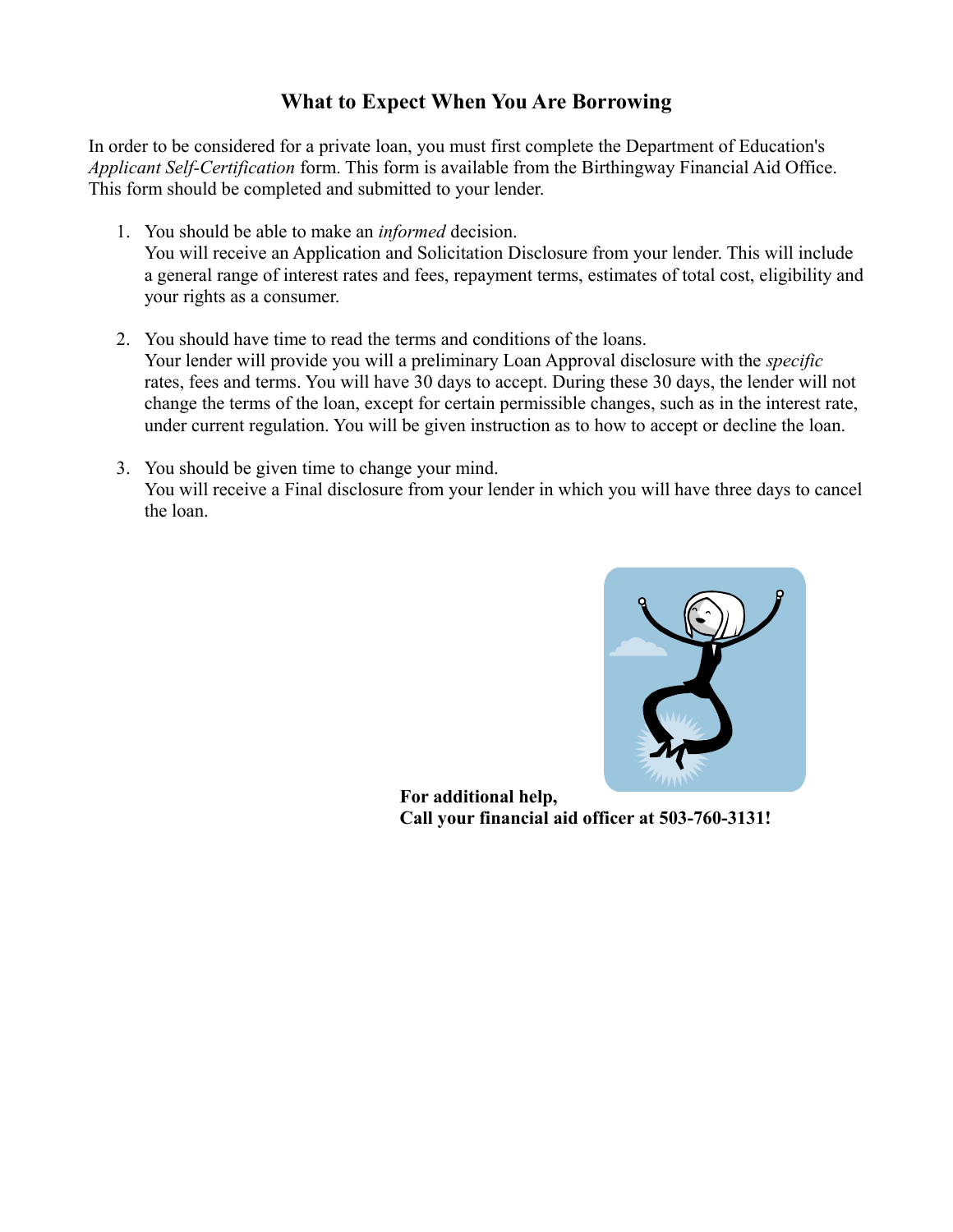# What to Expect When You Are Borrowing

In order to be considered for a private loan, you must first complete the Department of Education's *Applicant Self-Certification* form. This form is available from the Birthingway Financial Aid Office. This form should be completed and submitted to your lender.

1. You should be able to make an *informed* decision.
   You will receive an Application and Solicitation Disclosure from your lender. This will include a general range of interest rates and fees, repayment terms, estimates of total cost, eligibility and your rights as a consumer.

2. You should have time to read the terms and conditions of the loans.
   Your lender will provide you will a preliminary Loan Approval disclosure with the *specific* rates, fees and terms. You will have 30 days to accept. During these 30 days, the lender will not change the terms of the loan, except for certain permissible changes, such as in the interest rate, under current regulation. You will be given instruction as to how to accept or decline the loan.

3. You should be given time to change your mind.
   You will receive a Final disclosure from your lender in which you will have three days to cancel the loan.

**For additional help,**
**Call your financial aid officer at 503-760-3131!**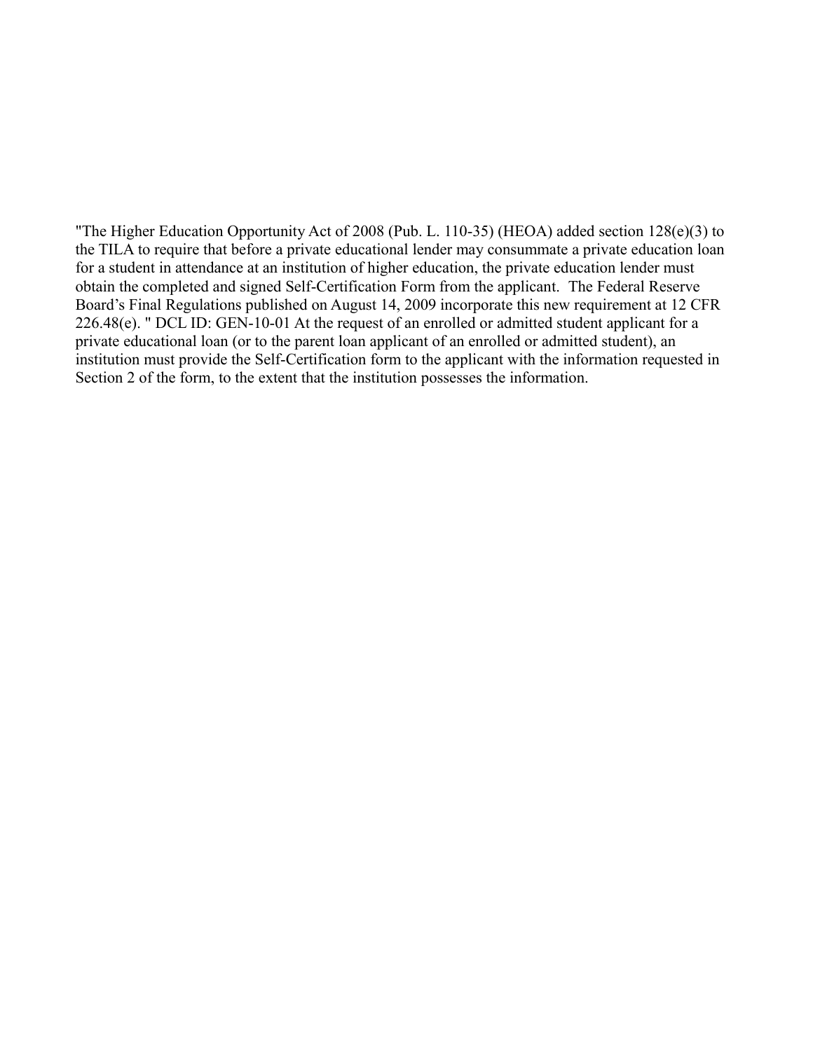"The Higher Education Opportunity Act of 2008 (Pub. L. 110-35) (HEOA) added section 128(e)(3) to the TILA to require that before a private educational lender may consummate a private education loan for a student in attendance at an institution of higher education, the private education lender must obtain the completed and signed Self-Certification Form from the applicant. The Federal Reserve Board's Final Regulations published on August 14, 2009 incorporate this new requirement at 12 CFR 226.48(e). " DCL ID: GEN-10-01 At the request of an enrolled or admitted student applicant for a private educational loan (or to the parent loan applicant of an enrolled or admitted student), an institution must provide the Self-Certification form to the applicant with the information requested in Section 2 of the form, to the extent that the institution possesses the information.